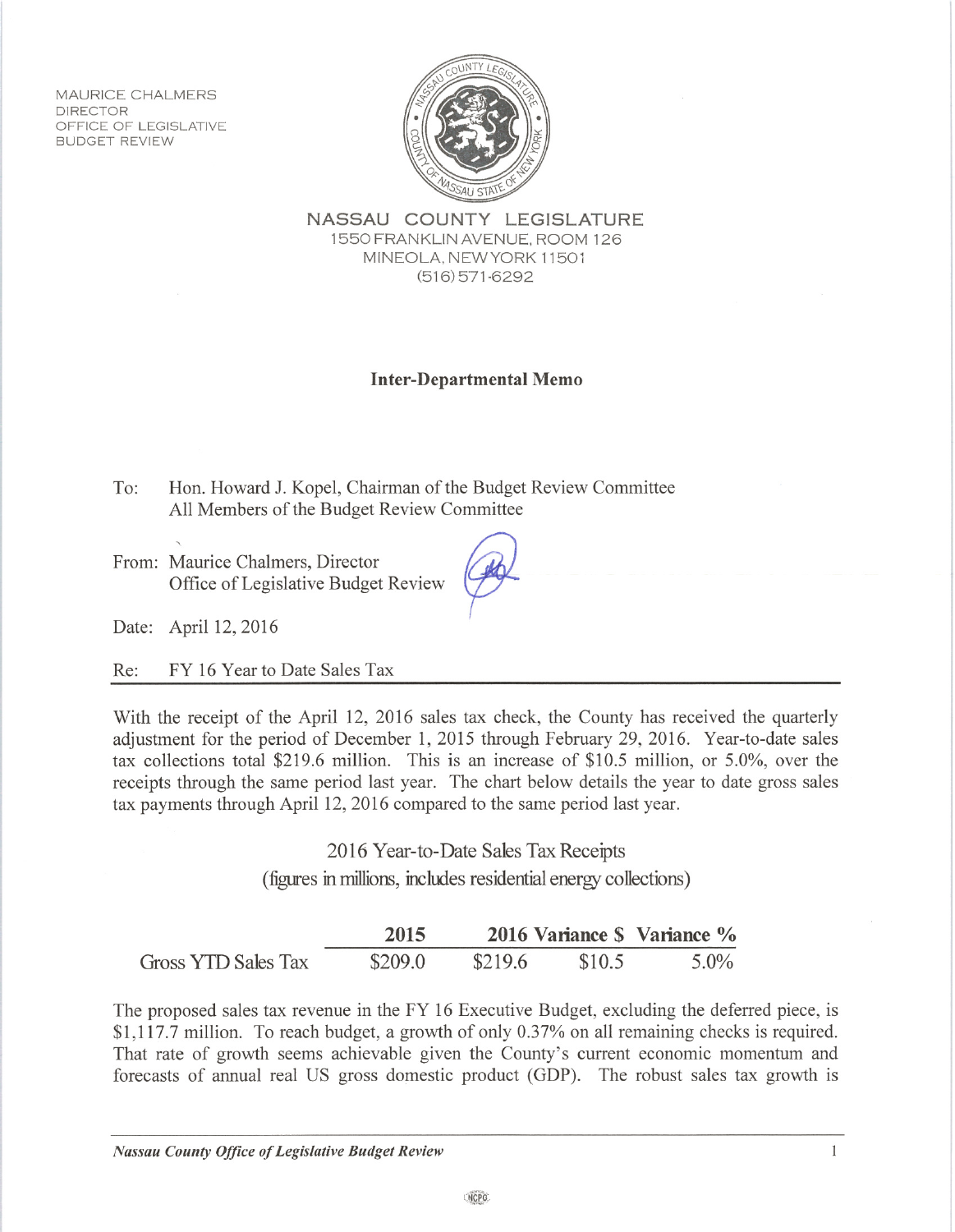MAURICE CHALMERS
DIRECTOR
OFFICE OF LEGISLATIVE
BUDGET REVIEW

**NASSAU COUNTY LEGISLATURE**
1550 FRANKLIN AVENUE, ROOM 126
MINEOLA, NEW YORK 11501
(516) 571-6292

## Inter-Departmental Memo

To: Hon. Howard J. Kopel, Chairman of the Budget Review Committee
All Members of the Budget Review Committee

From: Maurice Chalmers, Director
Office of Legislative Budget Review

Date: April 12, 2016

Re: FY 16 Year to Date Sales Tax

With the receipt of the April 12, 2016 sales tax check, the County has received the quarterly adjustment for the period of December 1, 2015 through February 29, 2016. Year-to-date sales tax collections total $219.6 million. This is an increase of $10.5 million, or 5.0%, over the receipts through the same period last year. The chart below details the year to date gross sales tax payments through April 12, 2016 compared to the same period last year.

2016 Year-to-Date Sales Tax Receipts
(figures in millions, includes residential energy collections)

| | 2015 | 2016 | Variance $ | Variance % |
|---|---|---|---|---|
| Gross YTD Sales Tax | $209.0 | $219.6 | $10.5 | 5.0% |

The proposed sales tax revenue in the FY 16 Executive Budget, excluding the deferred piece, is $1,117.7 million. To reach budget, a growth of only 0.37% on all remaining checks is required. That rate of growth seems achievable given the County's current economic momentum and forecasts of annual real US gross domestic product (GDP). The robust sales tax growth is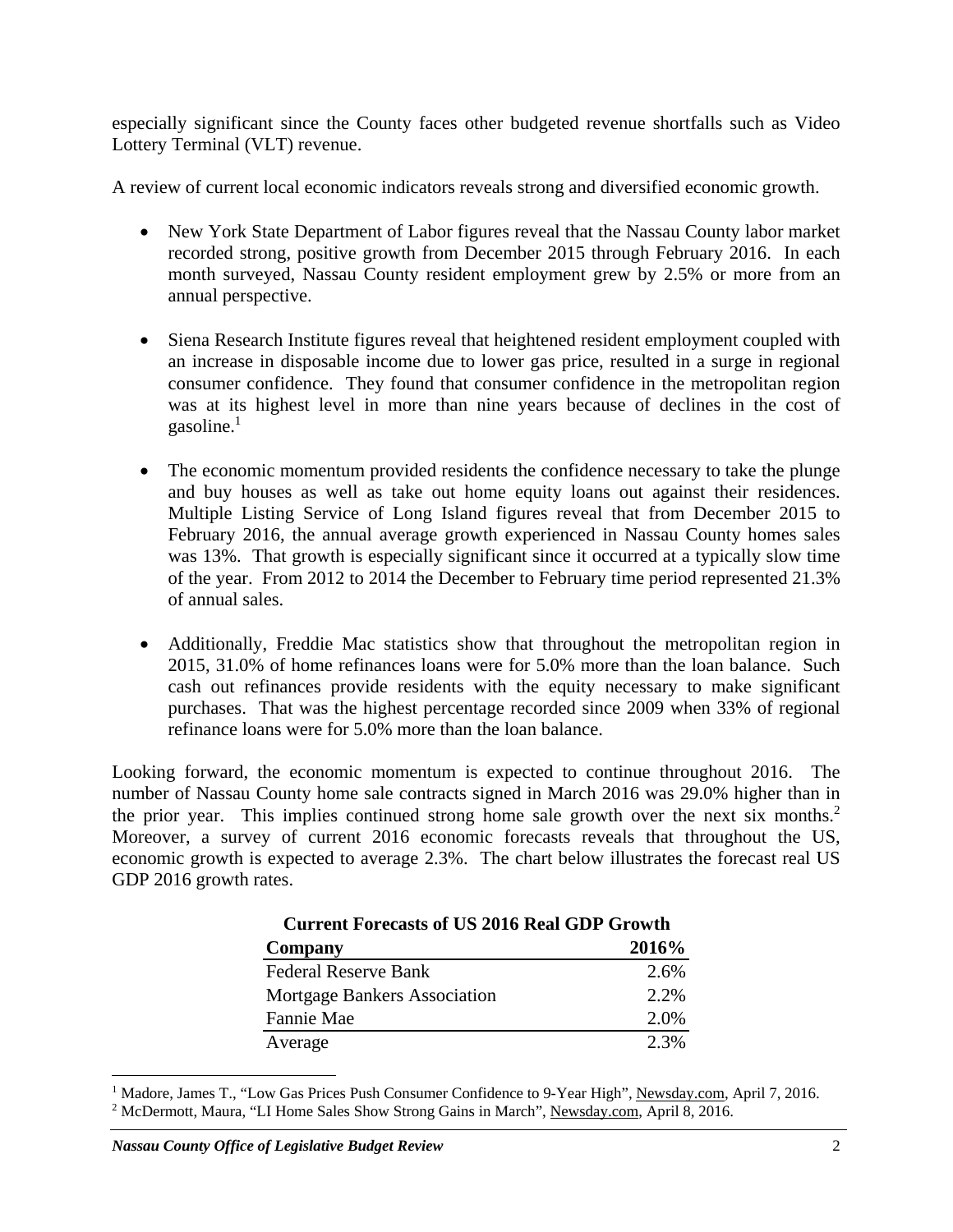especially significant since the County faces other budgeted revenue shortfalls such as Video Lottery Terminal (VLT) revenue.

A review of current local economic indicators reveals strong and diversified economic growth.

- New York State Department of Labor figures reveal that the Nassau County labor market recorded strong, positive growth from December 2015 through February 2016. In each month surveyed, Nassau County resident employment grew by 2.5% or more from an annual perspective.

- Siena Research Institute figures reveal that heightened resident employment coupled with an increase in disposable income due to lower gas price, resulted in a surge in regional consumer confidence. They found that consumer confidence in the metropolitan region was at its highest level in more than nine years because of declines in the cost of gasoline.[1]

- The economic momentum provided residents the confidence necessary to take the plunge and buy houses as well as take out home equity loans out against their residences. Multiple Listing Service of Long Island figures reveal that from December 2015 to February 2016, the annual average growth experienced in Nassau County homes sales was 13%. That growth is especially significant since it occurred at a typically slow time of the year. From 2012 to 2014 the December to February time period represented 21.3% of annual sales.

- Additionally, Freddie Mac statistics show that throughout the metropolitan region in 2015, 31.0% of home refinances loans were for 5.0% more than the loan balance. Such cash out refinances provide residents with the equity necessary to make significant purchases. That was the highest percentage recorded since 2009 when 33% of regional refinance loans were for 5.0% more than the loan balance.

Looking forward, the economic momentum is expected to continue throughout 2016. The number of Nassau County home sale contracts signed in March 2016 was 29.0% higher than in the prior year. This implies continued strong home sale growth over the next six months.[2] Moreover, a survey of current 2016 economic forecasts reveals that throughout the US, economic growth is expected to average 2.3%. The chart below illustrates the forecast real US GDP 2016 growth rates.

**Current Forecasts of US 2016 Real GDP Growth**

| Company | 2016% |
|---|---:|
| Federal Reserve Bank | 2.6% |
| Mortgage Bankers Association | 2.2% |
| Fannie Mae | 2.0% |
| Average | 2.3% |

[1] Madore, James T., "Low Gas Prices Push Consumer Confidence to 9-Year High", Newsday.com, April 7, 2016.
[2] McDermott, Maura, "LI Home Sales Show Strong Gains in March", Newsday.com, April 8, 2016.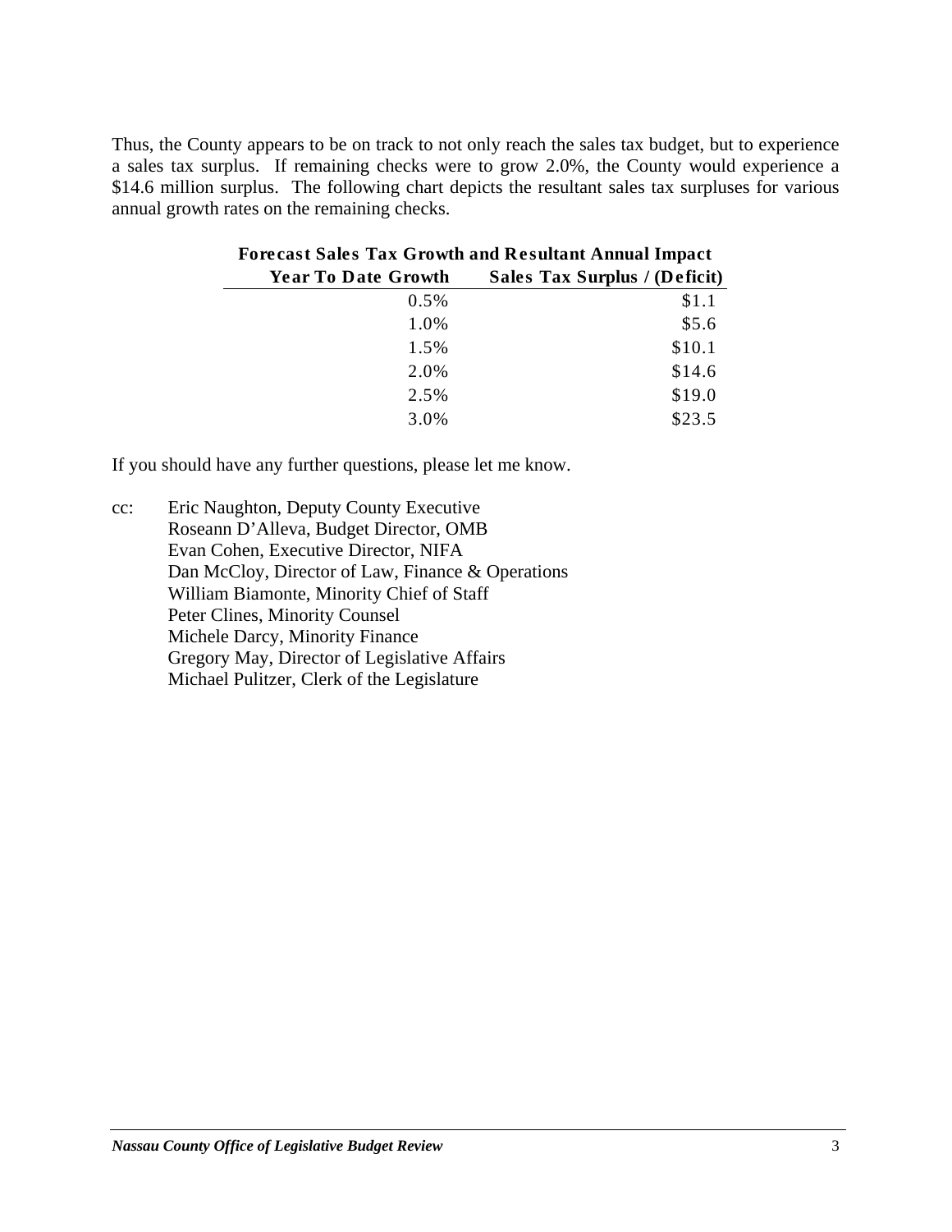Thus, the County appears to be on track to not only reach the sales tax budget, but to experience a sales tax surplus. If remaining checks were to grow 2.0%, the County would experience a $14.6 million surplus. The following chart depicts the resultant sales tax surpluses for various annual growth rates on the remaining checks.

**Forecast Sales Tax Growth and Resultant Annual Impact**

| Year To Date Growth | Sales Tax Surplus / (Deficit) |
|---:|---:|
| 0.5% | $1.1 |
| 1.0% | $5.6 |
| 1.5% | $10.1 |
| 2.0% | $14.6 |
| 2.5% | $19.0 |
| 3.0% | $23.5 |

If you should have any further questions, please let me know.

cc: Eric Naughton, Deputy County Executive
Roseann D'Alleva, Budget Director, OMB
Evan Cohen, Executive Director, NIFA
Dan McCloy, Director of Law, Finance & Operations
William Biamonte, Minority Chief of Staff
Peter Clines, Minority Counsel
Michele Darcy, Minority Finance
Gregory May, Director of Legislative Affairs
Michael Pulitzer, Clerk of the Legislature